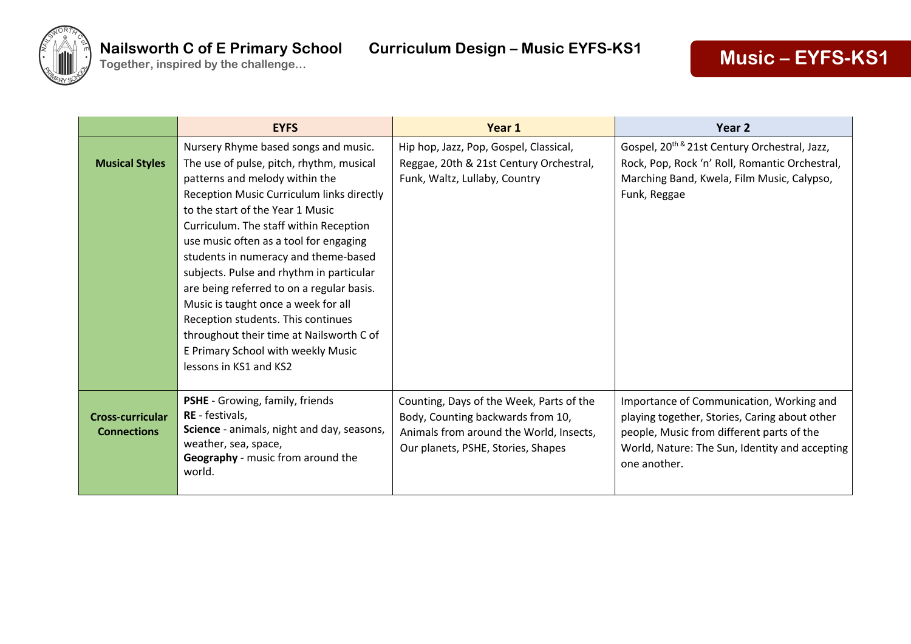# Nailsworth C of E Primary School

Together, inspired by the challenge…

## Curriculum Design – Music EYFS-KS1

## Music – EYFS-KS1

| | EYFS | Year 1 | Year 2 |
|---|---|---|---|
| **Musical Styles** | Nursery Rhyme based songs and music. The use of pulse, pitch, rhythm, musical patterns and melody within the Reception Music Curriculum links directly to the start of the Year 1 Music Curriculum. The staff within Reception use music often as a tool for engaging students in numeracy and theme-based subjects. Pulse and rhythm in particular are being referred to on a regular basis. Music is taught once a week for all Reception students. This continues throughout their time at Nailsworth C of E Primary School with weekly Music lessons in KS1 and KS2 | Hip hop, Jazz, Pop, Gospel, Classical, Reggae, 20th & 21st Century Orchestral, Funk, Waltz, Lullaby, Country | Gospel, 20th & 21st Century Orchestral, Jazz, Rock, Pop, Rock 'n' Roll, Romantic Orchestral, Marching Band, Kwela, Film Music, Calypso, Funk, Reggae |
| **Cross-curricular Connections** | **PSHE** - Growing, family, friends<br>**RE** - festivals,<br>**Science** - animals, night and day, seasons, weather, sea, space,<br>**Geography** - music from around the world. | Counting, Days of the Week, Parts of the Body, Counting backwards from 10, Animals from around the World, Insects, Our planets, PSHE, Stories, Shapes | Importance of Communication, Working and playing together, Stories, Caring about other people, Music from different parts of the World, Nature: The Sun, Identity and accepting one another. |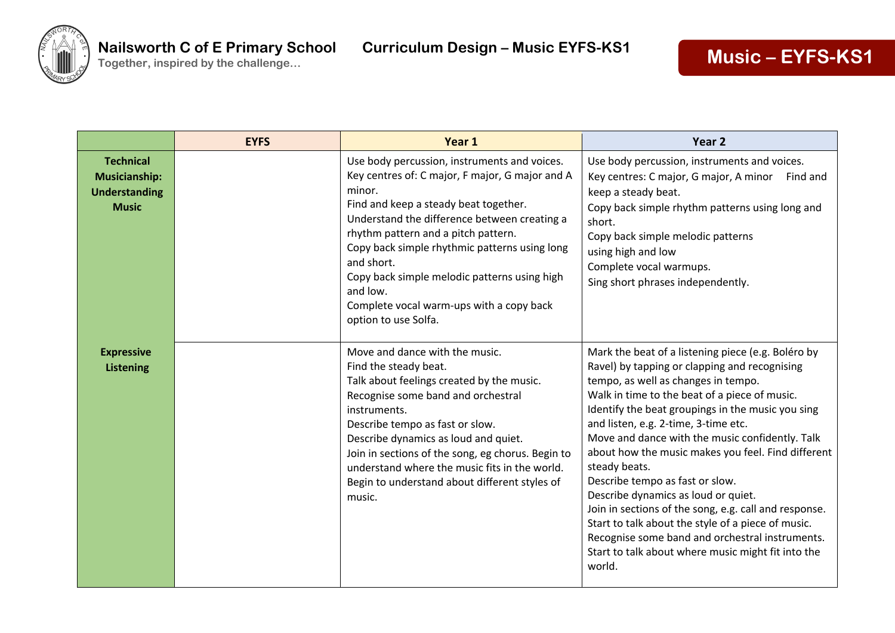| | EYFS | Year 1 | Year 2 |
|---|---|---|---|
| **Technical Musicianship: Understanding Music** | | Use body percussion, instruments and voices.<br>Key centres of: C major, F major, G major and A minor.<br>Find and keep a steady beat together.<br>Understand the difference between creating a rhythm pattern and a pitch pattern.<br>Copy back simple rhythmic patterns using long and short.<br>Copy back simple melodic patterns using high and low.<br>Complete vocal warm-ups with a copy back option to use Solfa. | Use body percussion, instruments and voices.<br>Key centres: C major, G major, A minor Find and keep a steady beat.<br>Copy back simple rhythm patterns using long and short.<br>Copy back simple melodic patterns using high and low<br>Complete vocal warmups.<br>Sing short phrases independently. |
| **Expressive Listening** | | Move and dance with the music.<br>Find the steady beat.<br>Talk about feelings created by the music.<br>Recognise some band and orchestral instruments.<br>Describe tempo as fast or slow.<br>Describe dynamics as loud and quiet.<br>Join in sections of the song, eg chorus. Begin to understand where the music fits in the world.<br>Begin to understand about different styles of music. | Mark the beat of a listening piece (e.g. Boléro by Ravel) by tapping or clapping and recognising tempo, as well as changes in tempo.<br>Walk in time to the beat of a piece of music.<br>Identify the beat groupings in the music you sing and listen, e.g. 2-time, 3-time etc.<br>Move and dance with the music confidently. Talk about how the music makes you feel. Find different steady beats.<br>Describe tempo as fast or slow.<br>Describe dynamics as loud or quiet.<br>Join in sections of the song, e.g. call and response.<br>Start to talk about the style of a piece of music.<br>Recognise some band and orchestral instruments.<br>Start to talk about where music might fit into the world. |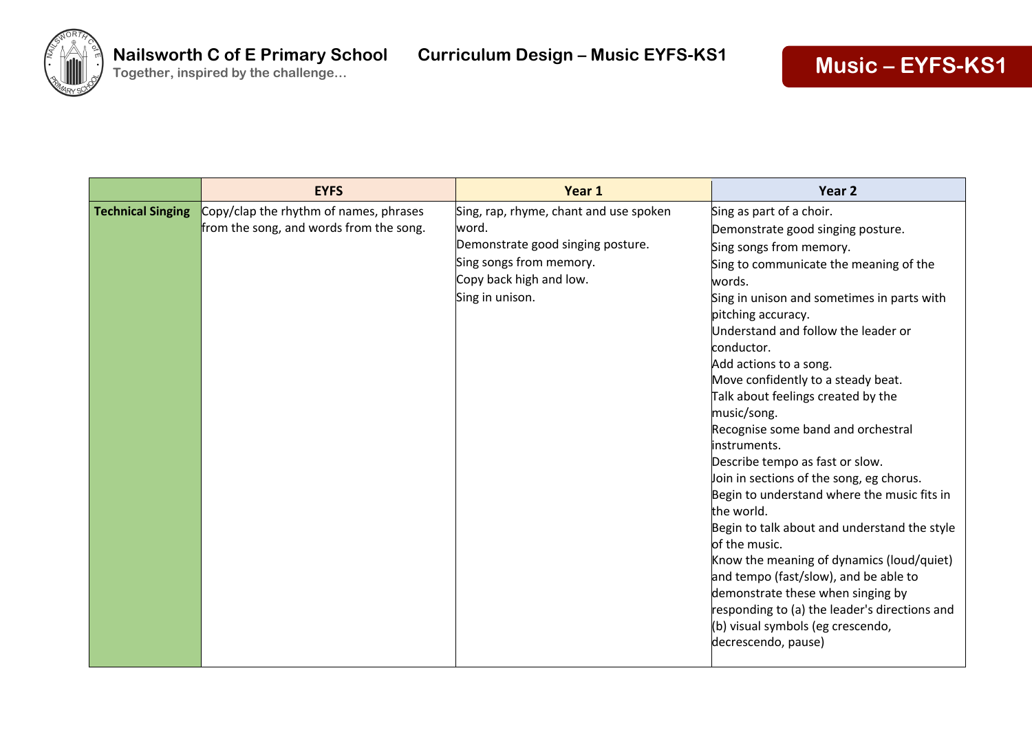| | EYFS | Year 1 | Year 2 |
|---|---|---|---|
| **Technical Singing** | Copy/clap the rhythm of names, phrases from the song, and words from the song. | Sing, rap, rhyme, chant and use spoken word.<br>Demonstrate good singing posture.<br>Sing songs from memory.<br>Copy back high and low.<br>Sing in unison. | Sing as part of a choir.<br>Demonstrate good singing posture.<br>Sing songs from memory.<br>Sing to communicate the meaning of the words.<br>Sing in unison and sometimes in parts with pitching accuracy.<br>Understand and follow the leader or conductor.<br>Add actions to a song.<br>Move confidently to a steady beat.<br>Talk about feelings created by the music/song.<br>Recognise some band and orchestral instruments.<br>Describe tempo as fast or slow.<br>Join in sections of the song, eg chorus.<br>Begin to understand where the music fits in the world.<br>Begin to talk about and understand the style of the music.<br>Know the meaning of dynamics (loud/quiet) and tempo (fast/slow), and be able to demonstrate these when singing by responding to (a) the leader's directions and (b) visual symbols (eg crescendo, decrescendo, pause) |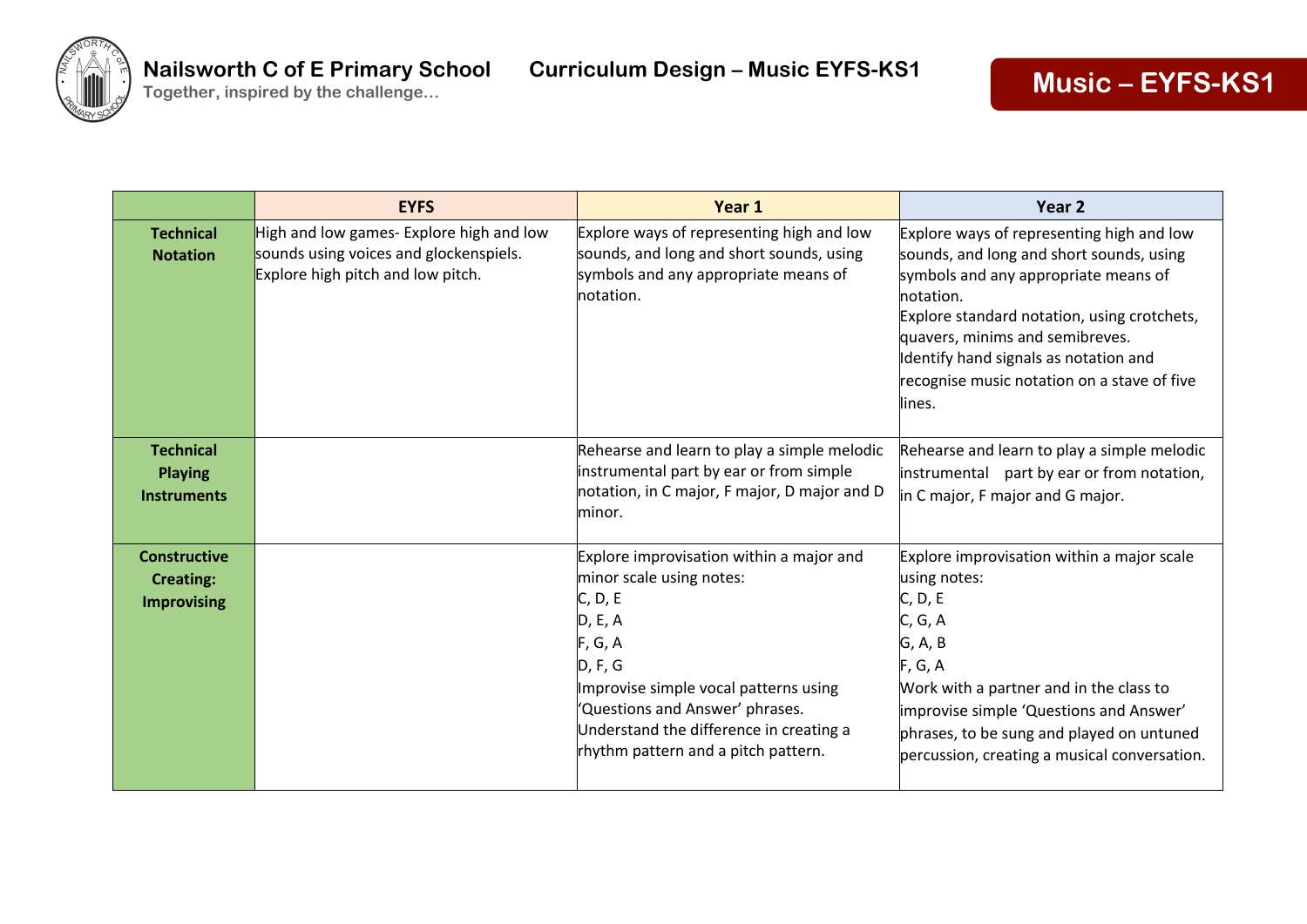| | EYFS | Year 1 | Year 2 |
|---|---|---|---|
| **Technical Notation** | High and low games- Explore high and low sounds using voices and glockenspiels.<br>Explore high pitch and low pitch. | Explore ways of representing high and low sounds, and long and short sounds, using symbols and any appropriate means of notation. | Explore ways of representing high and low sounds, and long and short sounds, using symbols and any appropriate means of notation.<br>Explore standard notation, using crotchets, quavers, minims and semibreves.<br>Identify hand signals as notation and recognise music notation on a stave of five lines. |
| **Technical Playing Instruments** | | Rehearse and learn to play a simple melodic instrumental part by ear or from simple notation, in C major, F major, D major and D minor. | Rehearse and learn to play a simple melodic instrumental part by ear or from notation, in C major, F major and G major. |
| **Constructive Creating: Improvising** | | Explore improvisation within a major and minor scale using notes:<br>C, D, E<br>D, E, A<br>F, G, A<br>D, F, G<br>Improvise simple vocal patterns using 'Questions and Answer' phrases.<br>Understand the difference in creating a rhythm pattern and a pitch pattern. | Explore improvisation within a major scale using notes:<br>C, D, E<br>C, G, A<br>G, A, B<br>F, G, A<br>Work with a partner and in the class to improvise simple 'Questions and Answer' phrases, to be sung and played on untuned percussion, creating a musical conversation. |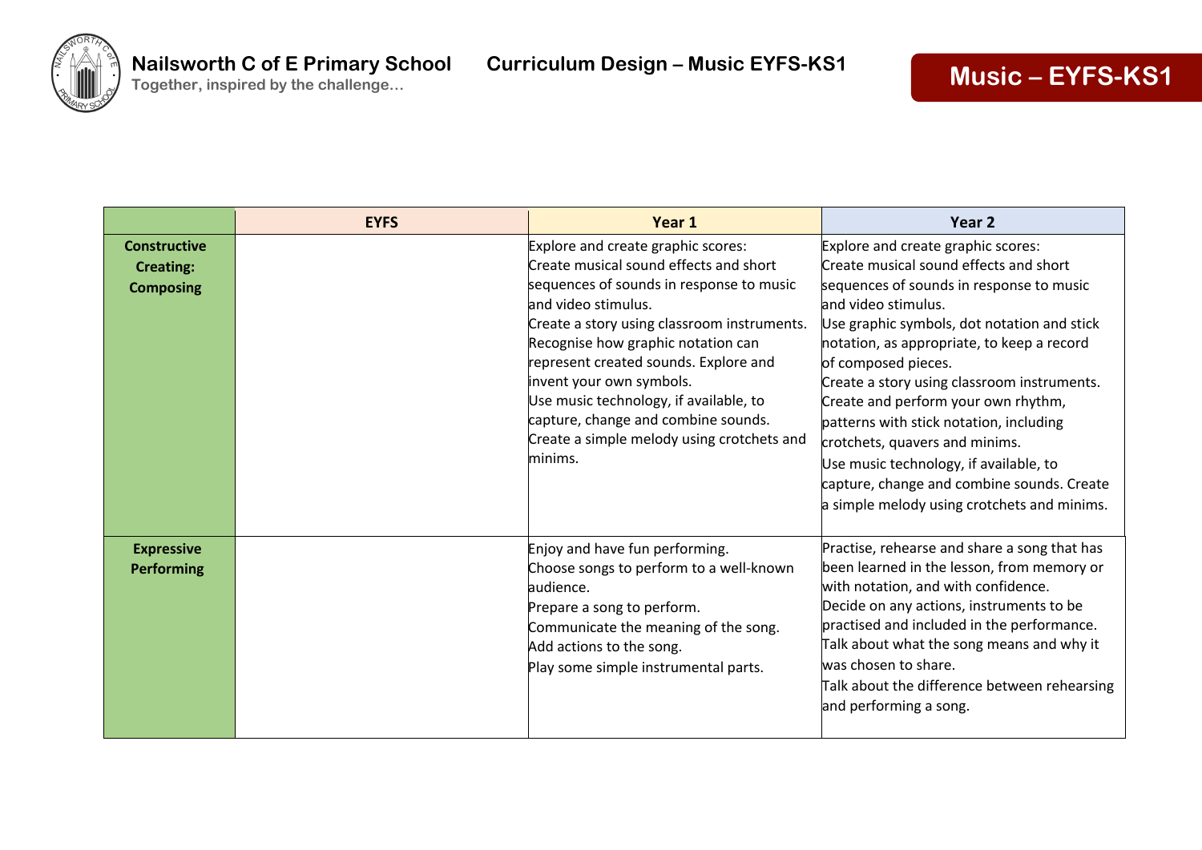| | EYFS | Year 1 | Year 2 |
|---|---|---|---|
| **Constructive Creating: Composing** | | Explore and create graphic scores:<br>Create musical sound effects and short sequences of sounds in response to music and video stimulus.<br>Create a story using classroom instruments.<br>Recognise how graphic notation can represent created sounds. Explore and invent your own symbols.<br>Use music technology, if available, to capture, change and combine sounds.<br>Create a simple melody using crotchets and minims. | Explore and create graphic scores:<br>Create musical sound effects and short sequences of sounds in response to music and video stimulus.<br>Use graphic symbols, dot notation and stick notation, as appropriate, to keep a record of composed pieces.<br>Create a story using classroom instruments.<br>Create and perform your own rhythm, patterns with stick notation, including crotchets, quavers and minims.<br>Use music technology, if available, to capture, change and combine sounds. Create a simple melody using crotchets and minims. |
| **Expressive Performing** | | Enjoy and have fun performing.<br>Choose songs to perform to a well-known audience.<br>Prepare a song to perform.<br>Communicate the meaning of the song.<br>Add actions to the song.<br>Play some simple instrumental parts. | Practise, rehearse and share a song that has been learned in the lesson, from memory or with notation, and with confidence.<br>Decide on any actions, instruments to be practised and included in the performance.<br>Talk about what the song means and why it was chosen to share.<br>Talk about the difference between rehearsing and performing a song. |